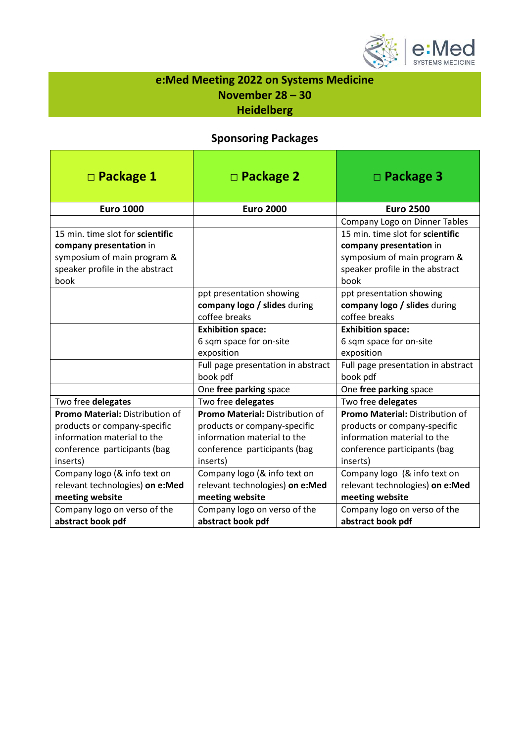# e:Med Meeting 2022 on Systems Medicine
## November 28 – 30
## Heidelberg

### Sponsoring Packages

| □ **Package 1** | □ **Package 2** | □ **Package 3** |
|---|---|---|
| **Euro 1000** | **Euro 2000** | **Euro 2500** |
| | | Company Logo on Dinner Tables |
| 15 min. time slot for **scientific company presentation** in symposium of main program & speaker profile in the abstract book | | 15 min. time slot for **scientific company presentation** in symposium of main program & speaker profile in the abstract book |
| | ppt presentation showing **company logo / slides** during coffee breaks | ppt presentation showing **company logo / slides** during coffee breaks |
| | **Exhibition space:** 6 sqm space for on-site exposition | **Exhibition space:** 6 sqm space for on-site exposition |
| | Full page presentation in abstract book pdf | Full page presentation in abstract book pdf |
| | One **free parking** space | One **free parking** space |
| Two free **delegates** | Two free **delegates** | Two free **delegates** |
| **Promo Material:** Distribution of products or company-specific information material to the conference participants (bag inserts) | **Promo Material:** Distribution of products or company-specific information material to the conference participants (bag inserts) | **Promo Material:** Distribution of products or company-specific information material to the conference participants (bag inserts) |
| Company logo (& info text on relevant technologies) **on e:Med meeting website** | Company logo (& info text on relevant technologies) **on e:Med meeting website** | Company logo (& info text on relevant technologies) **on e:Med meeting website** |
| Company logo on verso of the **abstract book pdf** | Company logo on verso of the **abstract book pdf** | Company logo on verso of the **abstract book pdf** |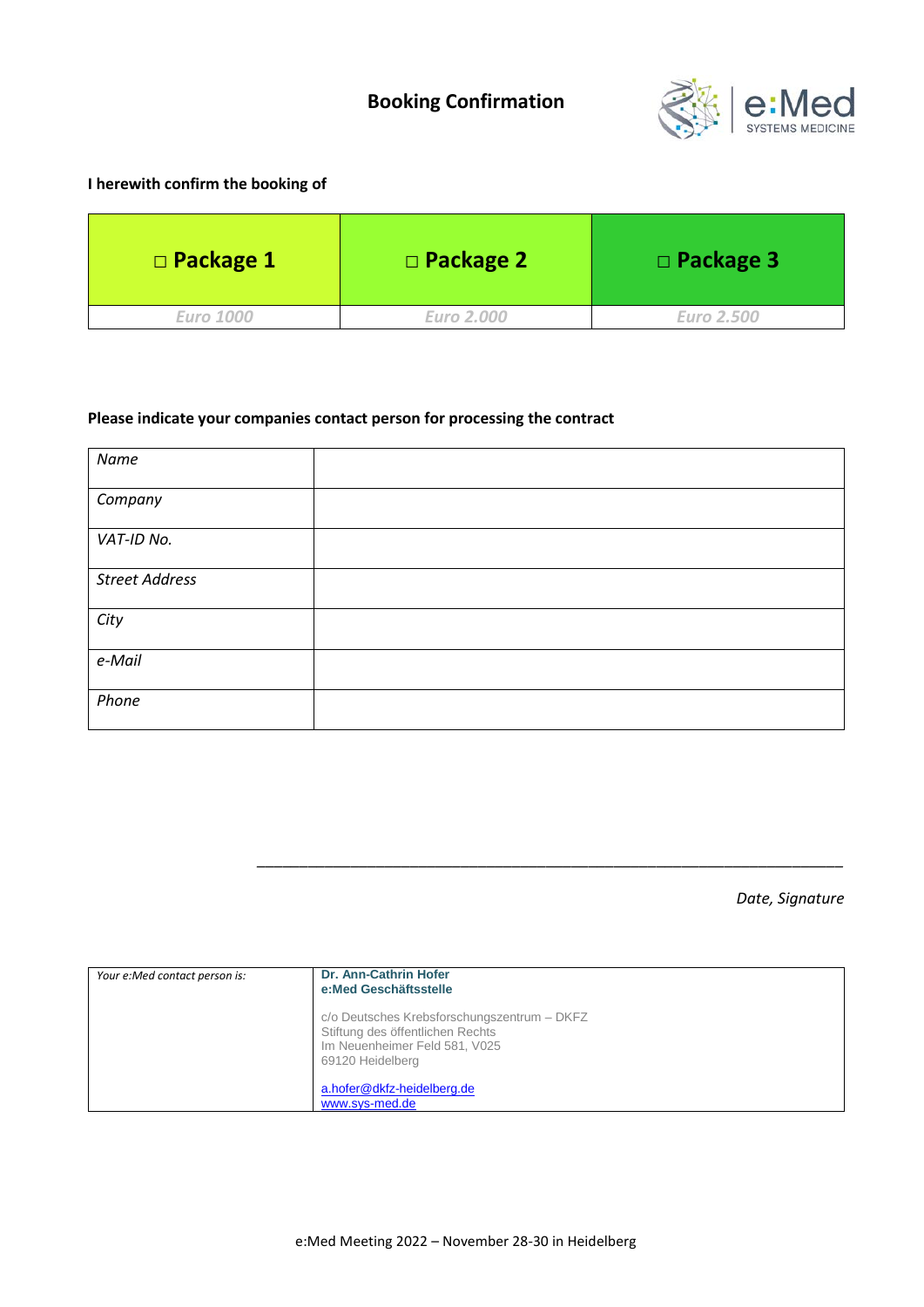# Booking Confirmation

**I herewith confirm the booking of**

| □ **Package 1** | □ **Package 2** | □ **Package 3** |
|---|---|---|
| *Euro 1000* | *Euro 2.000* | *Euro 2.500* |

**Please indicate your companies contact person for processing the contract**

| | |
|---|---|
| *Name* | |
| *Company* | |
| *VAT-ID No.* | |
| *Street Address* | |
| *City* | |
| *e-Mail* | |
| *Phone* | |

\_\_\_\_\_\_\_\_\_\_\_\_\_\_\_\_\_\_\_\_\_\_\_\_\_\_\_\_\_\_\_\_\_\_\_\_\_\_\_\_\_\_\_\_\_\_\_\_\_\_\_\_\_\_\_\_\_\_

*Date, Signature*

| | |
|---|---|
| *Your e:Med contact person is:* | **Dr. Ann-Cathrin Hofer**<br>**e:Med Geschäftsstelle**<br><br>c/o Deutsches Krebsforschungszentrum – DKFZ<br>Stiftung des öffentlichen Rechts<br>Im Neuenheimer Feld 581, V025<br>69120 Heidelberg<br><br>a.hofer@dkfz-heidelberg.de<br>www.sys-med.de |

e:Med Meeting 2022 – November 28-30 in Heidelberg